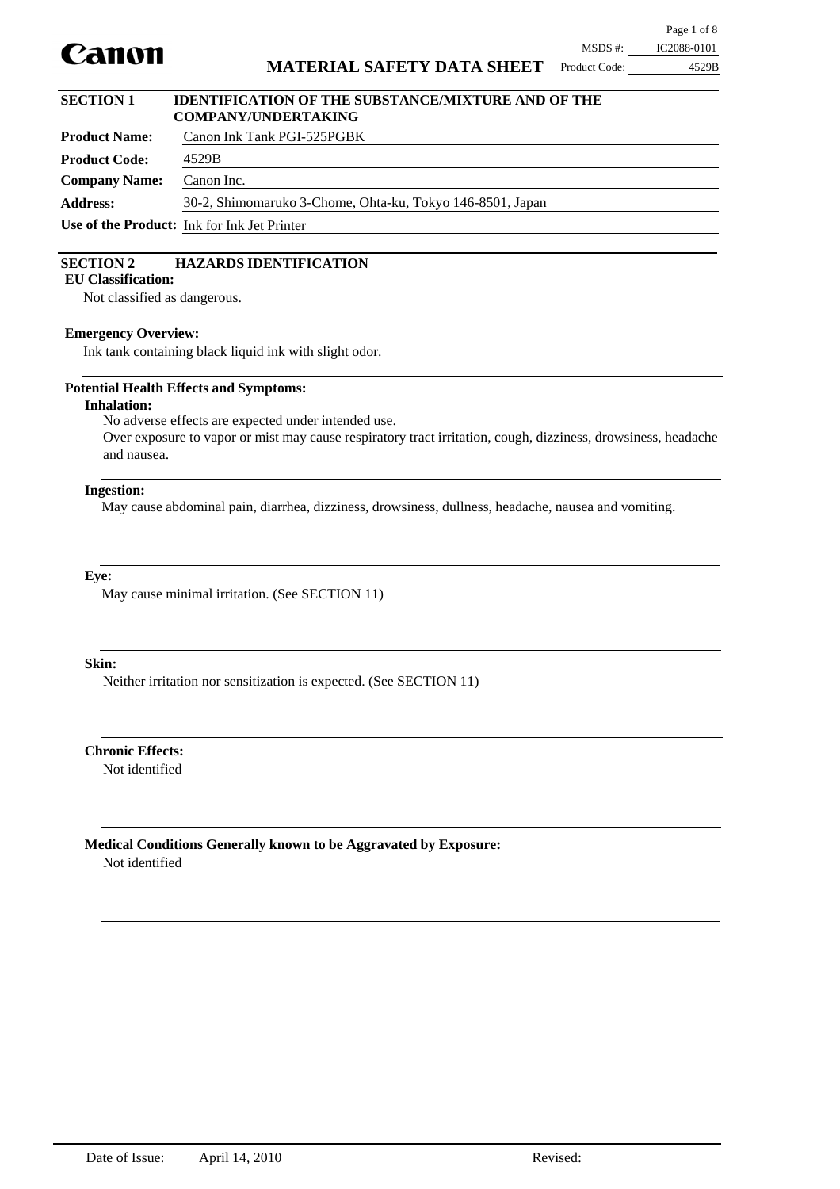**Canon**

# MATERIAL SAFETY DATA SHEET

MSDS #: IC2088-0101
Product Code: 4529B

## SECTION 1 IDENTIFICATION OF THE SUBSTANCE/MIXTURE AND OF THE COMPANY/UNDERTAKING

**Product Name:** Canon Ink Tank PGI-525PGBK

**Product Code:** 4529B

**Company Name:** Canon Inc.

**Address:** 30-2, Shimomaruko 3-Chome, Ohta-ku, Tokyo 146-8501, Japan

**Use of the Product:** Ink for Ink Jet Printer

## SECTION 2 HAZARDS IDENTIFICATION

**EU Classification:**

Not classified as dangerous.

**Emergency Overview:**

Ink tank containing black liquid ink with slight odor.

**Potential Health Effects and Symptoms:**

**Inhalation:**

No adverse effects are expected under intended use.
Over exposure to vapor or mist may cause respiratory tract irritation, cough, dizziness, drowsiness, headache and nausea.

**Ingestion:**

May cause abdominal pain, diarrhea, dizziness, drowsiness, dullness, headache, nausea and vomiting.

**Eye:**

May cause minimal irritation. (See SECTION 11)

**Skin:**

Neither irritation nor sensitization is expected. (See SECTION 11)

**Chronic Effects:**

Not identified

**Medical Conditions Generally known to be Aggravated by Exposure:**

Not identified

Date of Issue: April 14, 2010 Revised: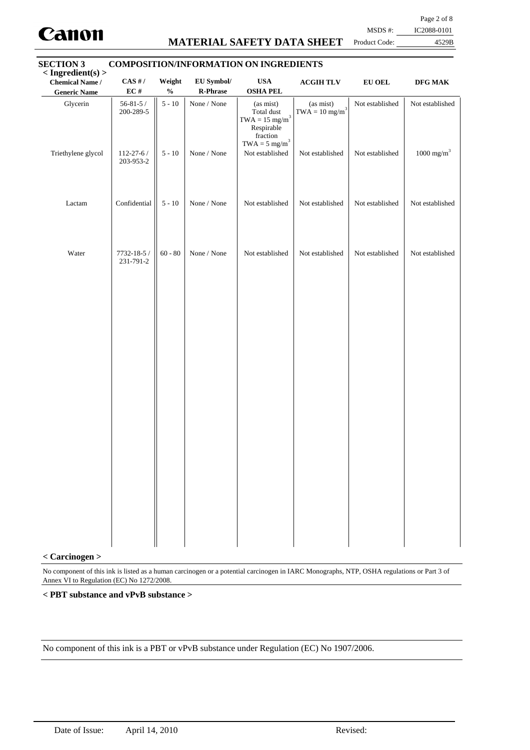## SECTION 3 COMPOSITION/INFORMATION ON INGREDIENTS

**< Ingredient(s) >**

| Chemical Name / Generic Name | CAS # / EC # | Weight % | EU Symbol/ R-Phrase | USA OSHA PEL | ACGIH TLV | EU OEL | DFG MAK |
|---|---|---|---|---|---|---|---|
| Glycerin | 56-81-5 / 200-289-5 | 5 - 10 | None / None | (as mist) Total dust TWA = 15 mg/m$^3$ Respirable fraction TWA = 5 mg/m$^3$ | (as mist) TWA = 10 mg/m$^3$ | Not established | Not established |
| Triethylene glycol | 112-27-6 / 203-953-2 | 5 - 10 | None / None | Not established | Not established | Not established | 1000 mg/m$^3$ |
| Lactam | Confidential | 5 - 10 | None / None | Not established | Not established | Not established | Not established |
| Water | 7732-18-5 / 231-791-2 | 60 - 80 | None / None | Not established | Not established | Not established | Not established |

**< Carcinogen >**

No component of this ink is listed as a human carcinogen or a potential carcinogen in IARC Monographs, NTP, OSHA regulations or Part 3 of Annex VI to Regulation (EC) No 1272/2008.

**< PBT substance and vPvB substance >**

No component of this ink is a PBT or vPvB substance under Regulation (EC) No 1907/2006.

Date of Issue: April 14, 2010 Revised: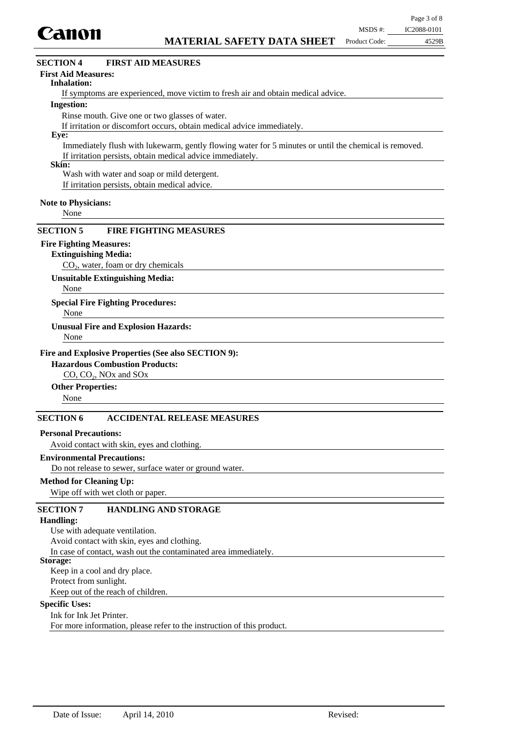## SECTION 4 FIRST AID MEASURES

**First Aid Measures:**

**Inhalation:**

If symptoms are experienced, move victim to fresh air and obtain medical advice.

**Ingestion:**

Rinse mouth. Give one or two glasses of water.
If irritation or discomfort occurs, obtain medical advice immediately.

**Eye:**

Immediately flush with lukewarm, gently flowing water for 5 minutes or until the chemical is removed.
If irritation persists, obtain medical advice immediately.

**Skin:**

Wash with water and soap or mild detergent.
If irritation persists, obtain medical advice.

**Note to Physicians:**

None

## SECTION 5 FIRE FIGHTING MEASURES

**Fire Fighting Measures:**

**Extinguishing Media:**

$CO_2$, water, foam or dry chemicals

**Unsuitable Extinguishing Media:**

None

**Special Fire Fighting Procedures:**

None

**Unusual Fire and Explosion Hazards:**

None

**Fire and Explosive Properties (See also SECTION 9):**

**Hazardous Combustion Products:**

CO, $CO_2$, NOx and SOx

**Other Properties:**

None

## SECTION 6 ACCIDENTAL RELEASE MEASURES

**Personal Precautions:**

Avoid contact with skin, eyes and clothing.

**Environmental Precautions:**

Do not release to sewer, surface water or ground water.

**Method for Cleaning Up:**

Wipe off with wet cloth or paper.

## SECTION 7 HANDLING AND STORAGE

**Handling:**

Use with adequate ventilation.
Avoid contact with skin, eyes and clothing.
In case of contact, wash out the contaminated area immediately.

**Storage:**

Keep in a cool and dry place.
Protect from sunlight.
Keep out of the reach of children.

**Specific Uses:**

Ink for Ink Jet Printer.
For more information, please refer to the instruction of this product.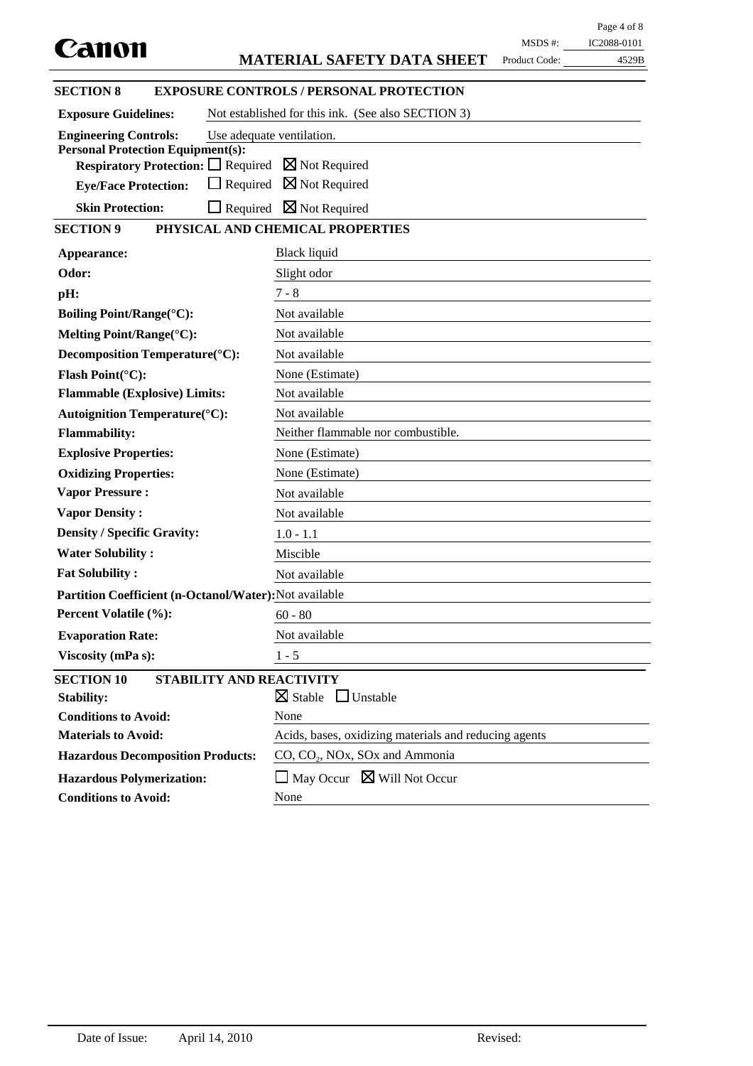## SECTION 8 EXPOSURE CONTROLS / PERSONAL PROTECTION

**Exposure Guidelines:** Not established for this ink. (See also SECTION 3)

**Engineering Controls:** Use adequate ventilation.

**Personal Protection Equipment(s):**

- **Respiratory Protection:** ☐ Required ☒ Not Required
- **Eye/Face Protection:** ☐ Required ☒ Not Required
- **Skin Protection:** ☐ Required ☒ Not Required

## SECTION 9 PHYSICAL AND CHEMICAL PROPERTIES

| Property | Value |
|---|---|
| **Appearance:** | Black liquid |
| **Odor:** | Slight odor |
| **pH:** | 7 - 8 |
| **Boiling Point/Range(°C):** | Not available |
| **Melting Point/Range(°C):** | Not available |
| **Decomposition Temperature(°C):** | Not available |
| **Flash Point(°C):** | None (Estimate) |
| **Flammable (Explosive) Limits:** | Not available |
| **Autoignition Temperature(°C):** | Not available |
| **Flammability:** | Neither flammable nor combustible. |
| **Explosive Properties:** | None (Estimate) |
| **Oxidizing Properties:** | None (Estimate) |
| **Vapor Pressure :** | Not available |
| **Vapor Density :** | Not available |
| **Density / Specific Gravity:** | 1.0 - 1.1 |
| **Water Solubility :** | Miscible |
| **Fat Solubility :** | Not available |
| **Partition Coefficient (n-Octanol/Water):** | Not available |
| **Percent Volatile (%):** | 60 - 80 |
| **Evaporation Rate:** | Not available |
| **Viscosity (mPa s):** | 1 - 5 |

## SECTION 10 STABILITY AND REACTIVITY

| Property | Value |
|---|---|
| **Stability:** | ☒ Stable ☐ Unstable |
| **Conditions to Avoid:** | None |
| **Materials to Avoid:** | Acids, bases, oxidizing materials and reducing agents |
| **Hazardous Decomposition Products:** | CO, $CO_2$, NOx, SOx and Ammonia |
| **Hazardous Polymerization:** | ☐ May Occur ☒ Will Not Occur |
| **Conditions to Avoid:** | None |

Date of Issue: April 14, 2010 Revised: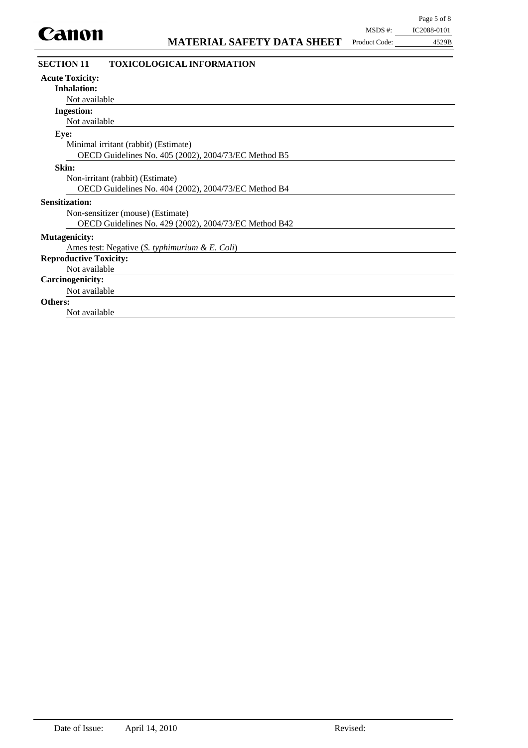## SECTION 11 TOXICOLOGICAL INFORMATION

**Acute Toxicity:**

**Inhalation:**

Not available

**Ingestion:**

Not available

**Eye:**

Minimal irritant (rabbit) (Estimate)

OECD Guidelines No. 405 (2002), 2004/73/EC Method B5

**Skin:**

Non-irritant (rabbit) (Estimate)

OECD Guidelines No. 404 (2002), 2004/73/EC Method B4

**Sensitization:**

Non-sensitizer (mouse) (Estimate)

OECD Guidelines No. 429 (2002), 2004/73/EC Method B42

**Mutagenicity:**

Ames test: Negative (*S. typhimurium & E. Coli*)

**Reproductive Toxicity:**

Not available

**Carcinogenicity:**

Not available

**Others:**

Not available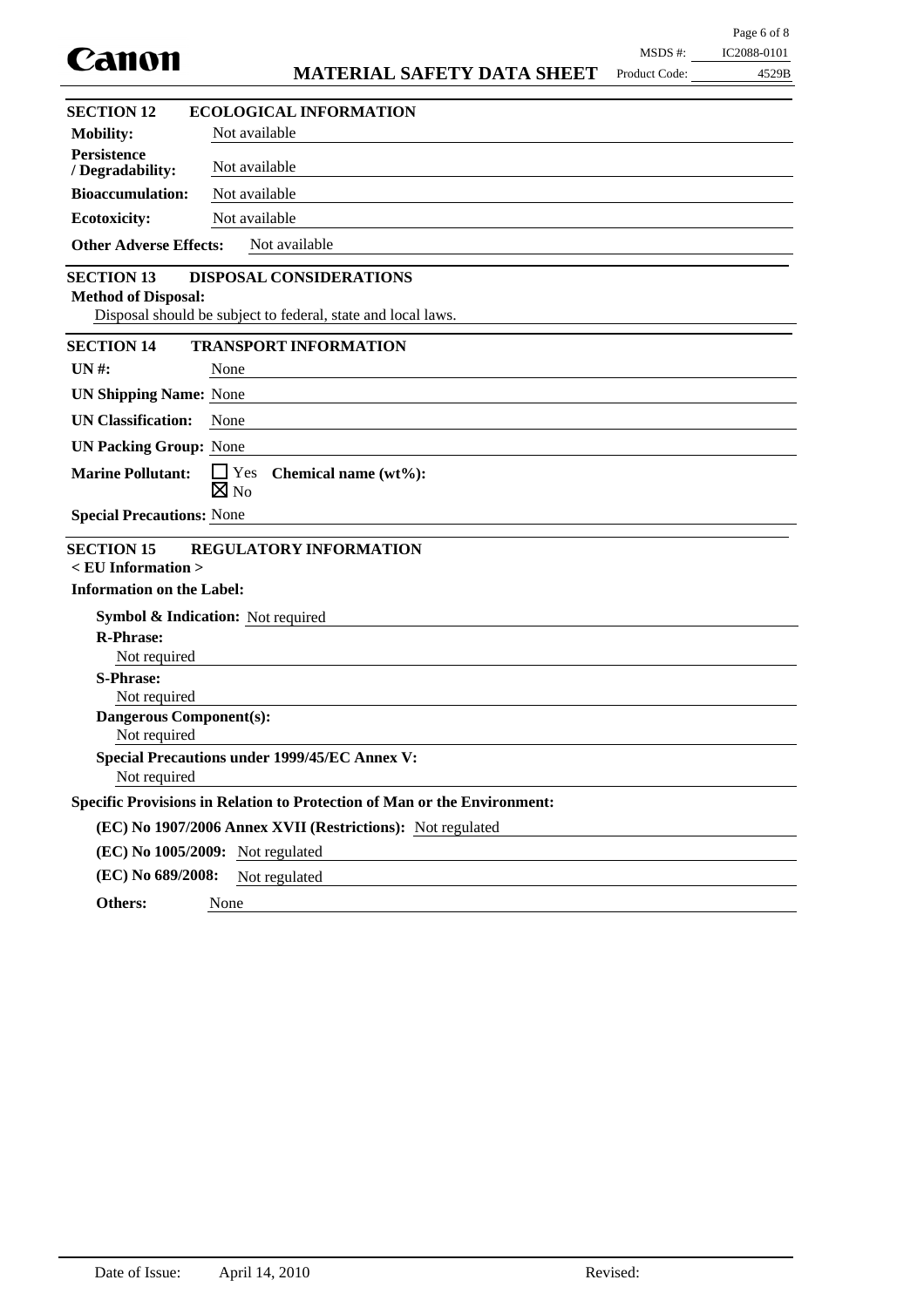## SECTION 12 ECOLOGICAL INFORMATION

**Mobility:** Not available

**Persistence / Degradability:** Not available

**Bioaccumulation:** Not available

**Ecotoxicity:** Not available

**Other Adverse Effects:** Not available

## SECTION 13 DISPOSAL CONSIDERATIONS

**Method of Disposal:**

Disposal should be subject to federal, state and local laws.

## SECTION 14 TRANSPORT INFORMATION

**UN #:** None

**UN Shipping Name:** None

**UN Classification:** None

**UN Packing Group:** None

**Marine Pollutant:** ☐ Yes ☒ No **Chemical name (wt%):**

**Special Precautions:** None

## SECTION 15 REGULATORY INFORMATION

**< EU Information >**

**Information on the Label:**

**Symbol & Indication:** Not required

**R-Phrase:**

Not required

**S-Phrase:**

Not required

**Dangerous Component(s):**

Not required

**Special Precautions under 1999/45/EC Annex V:**

Not required

**Specific Provisions in Relation to Protection of Man or the Environment:**

**(EC) No 1907/2006 Annex XVII (Restrictions):** Not regulated

**(EC) No 1005/2009:** Not regulated

**(EC) No 689/2008:** Not regulated

**Others:** None

Date of Issue: April 14, 2010 Revised: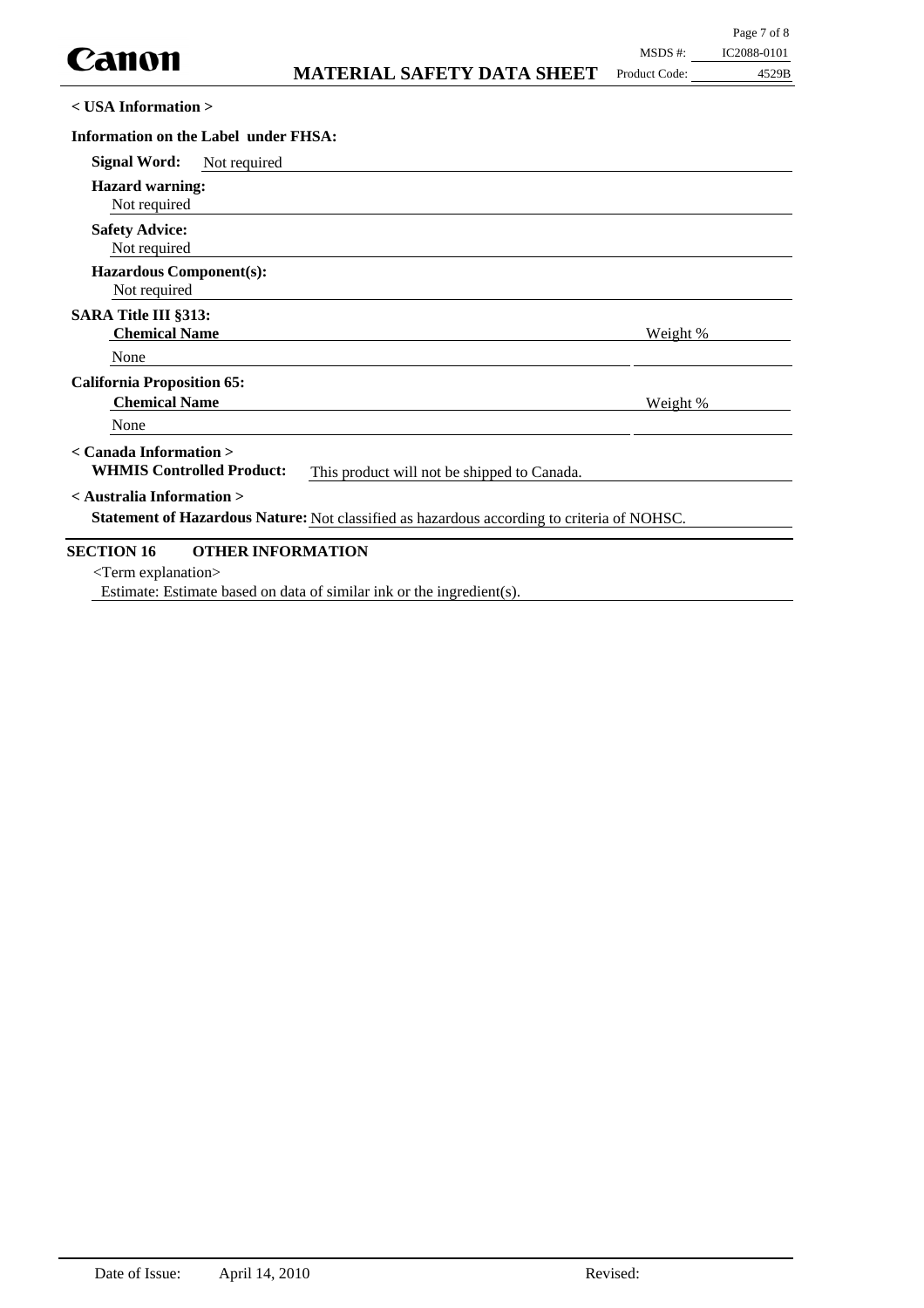**< USA Information >**

**Information on the Label under FHSA:**

**Signal Word:** Not required

**Hazard warning:**
Not required

**Safety Advice:**
Not required

**Hazardous Component(s):**
Not required

**SARA Title III §313:**

| **Chemical Name** | Weight % |
|---|---|
| None | |

**California Proposition 65:**

| **Chemical Name** | Weight % |
|---|---|
| None | |

**< Canada Information >**

**WHMIS Controlled Product:** This product will not be shipped to Canada.

**< Australia Information >**

**Statement of Hazardous Nature:** Not classified as hazardous according to criteria of NOHSC.

## SECTION 16 OTHER INFORMATION

<Term explanation>

Estimate: Estimate based on data of similar ink or the ingredient(s).

Date of Issue: April 14, 2010 Revised: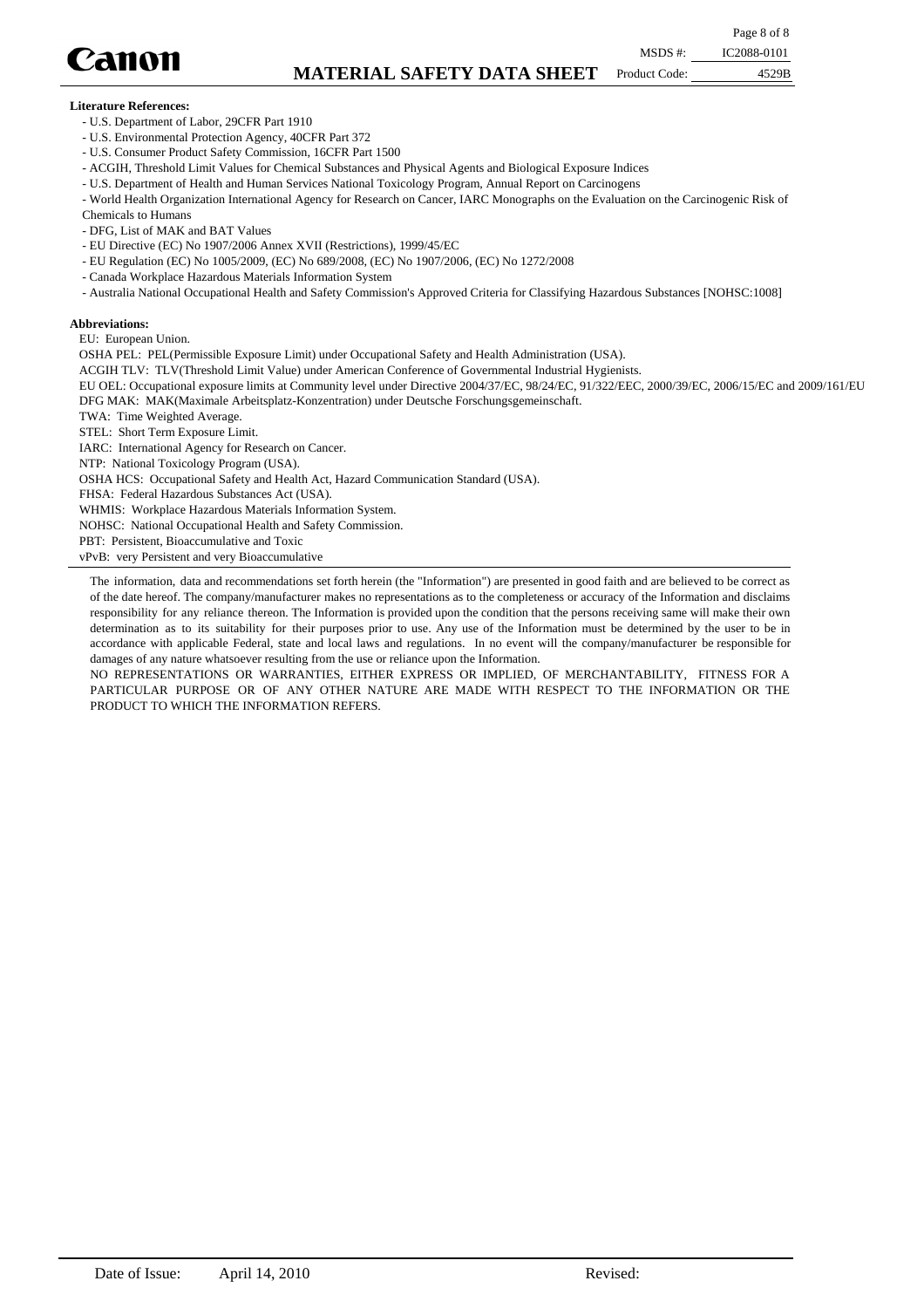**Literature References:**

- U.S. Department of Labor, 29CFR Part 1910
- U.S. Environmental Protection Agency, 40CFR Part 372
- U.S. Consumer Product Safety Commission, 16CFR Part 1500
- ACGIH, Threshold Limit Values for Chemical Substances and Physical Agents and Biological Exposure Indices
- U.S. Department of Health and Human Services National Toxicology Program, Annual Report on Carcinogens
- World Health Organization International Agency for Research on Cancer, IARC Monographs on the Evaluation on the Carcinogenic Risk of Chemicals to Humans
- DFG, List of MAK and BAT Values
- EU Directive (EC) No 1907/2006 Annex XVII (Restrictions), 1999/45/EC
- EU Regulation (EC) No 1005/2009, (EC) No 689/2008, (EC) No 1907/2006, (EC) No 1272/2008
- Canada Workplace Hazardous Materials Information System
- Australia National Occupational Health and Safety Commission's Approved Criteria for Classifying Hazardous Substances [NOHSC:1008]

**Abbreviations:**

EU: European Union.
OSHA PEL: PEL(Permissible Exposure Limit) under Occupational Safety and Health Administration (USA).
ACGIH TLV: TLV(Threshold Limit Value) under American Conference of Governmental Industrial Hygienists.
EU OEL: Occupational exposure limits at Community level under Directive 2004/37/EC, 98/24/EC, 91/322/EEC, 2000/39/EC, 2006/15/EC and 2009/161/EU
DFG MAK: MAK(Maximale Arbeitsplatz-Konzentration) under Deutsche Forschungsgemeinschaft.
TWA: Time Weighted Average.
STEL: Short Term Exposure Limit.
IARC: International Agency for Research on Cancer.
NTP: National Toxicology Program (USA).
OSHA HCS: Occupational Safety and Health Act, Hazard Communication Standard (USA).
FHSA: Federal Hazardous Substances Act (USA).
WHMIS: Workplace Hazardous Materials Information System.
NOHSC: National Occupational Health and Safety Commission.
PBT: Persistent, Bioaccumulative and Toxic
vPvB: very Persistent and very Bioaccumulative

The information, data and recommendations set forth herein (the "Information") are presented in good faith and are believed to be correct as of the date hereof. The company/manufacturer makes no representations as to the completeness or accuracy of the Information and disclaims responsibility for any reliance thereon. The Information is provided upon the condition that the persons receiving same will make their own determination as to its suitability for their purposes prior to use. Any use of the Information must be determined by the user to be in accordance with applicable Federal, state and local laws and regulations. In no event will the company/manufacturer be responsible for damages of any nature whatsoever resulting from the use or reliance upon the Information.

NO REPRESENTATIONS OR WARRANTIES, EITHER EXPRESS OR IMPLIED, OF MERCHANTABILITY, FITNESS FOR A PARTICULAR PURPOSE OR OF ANY OTHER NATURE ARE MADE WITH RESPECT TO THE INFORMATION OR THE PRODUCT TO WHICH THE INFORMATION REFERS.